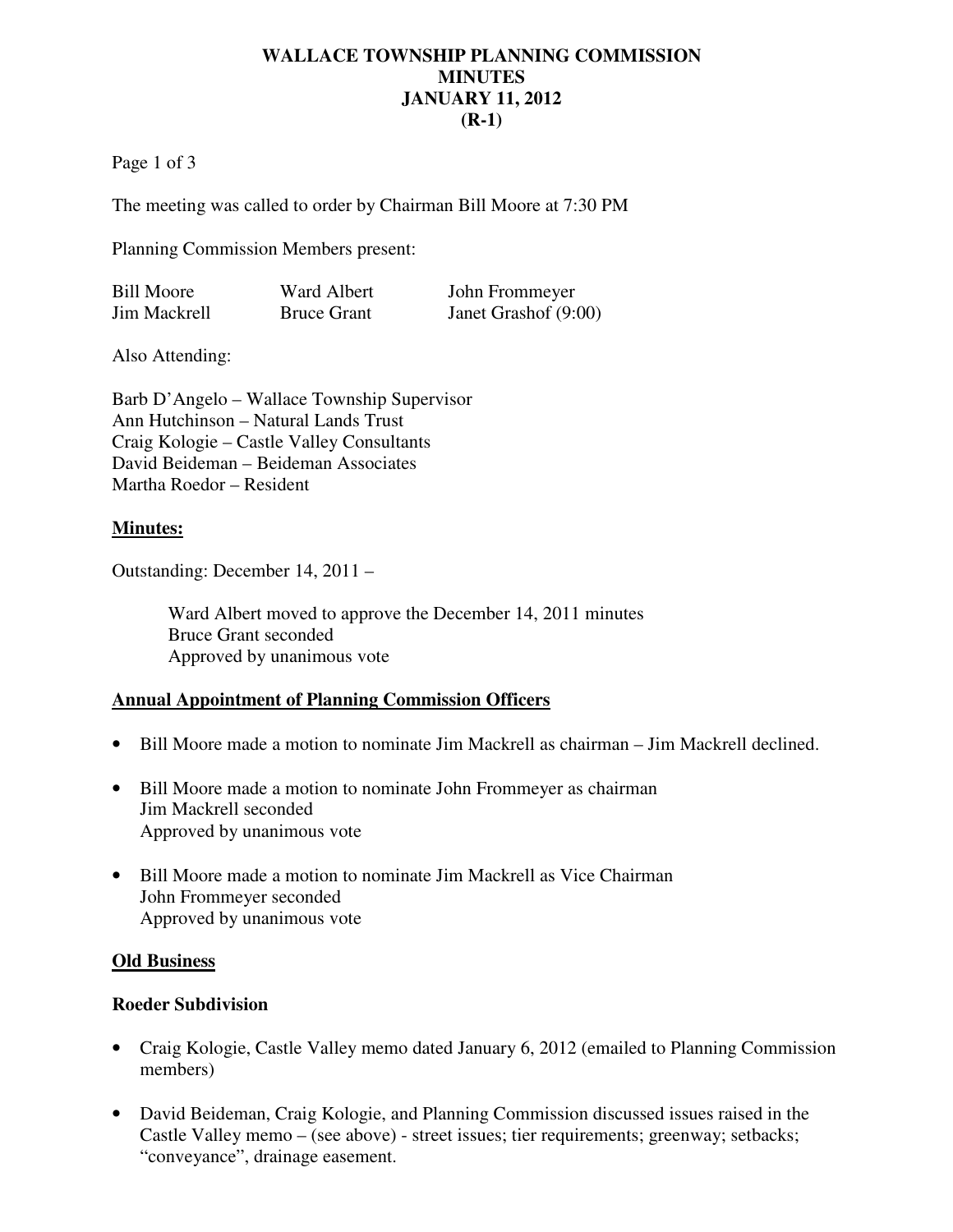# WALLACE TOWNSHIP PLANNING COMMISSION
# MINUTES
# JANUARY 11, 2012
# (R-1)

The meeting was called to order by Chairman Bill Moore at 7:30 PM

Planning Commission Members present:

| | | |
|---|---|---|
| Bill Moore | Ward Albert | John Frommeyer |
| Jim Mackrell | Bruce Grant | Janet Grashof (9:00) |

Also Attending:

Barb D'Angelo – Wallace Township Supervisor
Ann Hutchinson – Natural Lands Trust
Craig Kologie – Castle Valley Consultants
David Beideman – Beideman Associates
Martha Roedor – Resident

## Minutes:

Outstanding: December 14, 2011 –

> Ward Albert moved to approve the December 14, 2011 minutes
> Bruce Grant seconded
> Approved by unanimous vote

## Annual Appointment of Planning Commission Officers

- Bill Moore made a motion to nominate Jim Mackrell as chairman – Jim Mackrell declined.
- Bill Moore made a motion to nominate John Frommeyer as chairman
  Jim Mackrell seconded
  Approved by unanimous vote
- Bill Moore made a motion to nominate Jim Mackrell as Vice Chairman
  John Frommeyer seconded
  Approved by unanimous vote

## Old Business

### Roeder Subdivision

- Craig Kologie, Castle Valley memo dated January 6, 2012 (emailed to Planning Commission members)
- David Beideman, Craig Kologie, and Planning Commission discussed issues raised in the Castle Valley memo – (see above) - street issues; tier requirements; greenway; setbacks; "conveyance", drainage easement.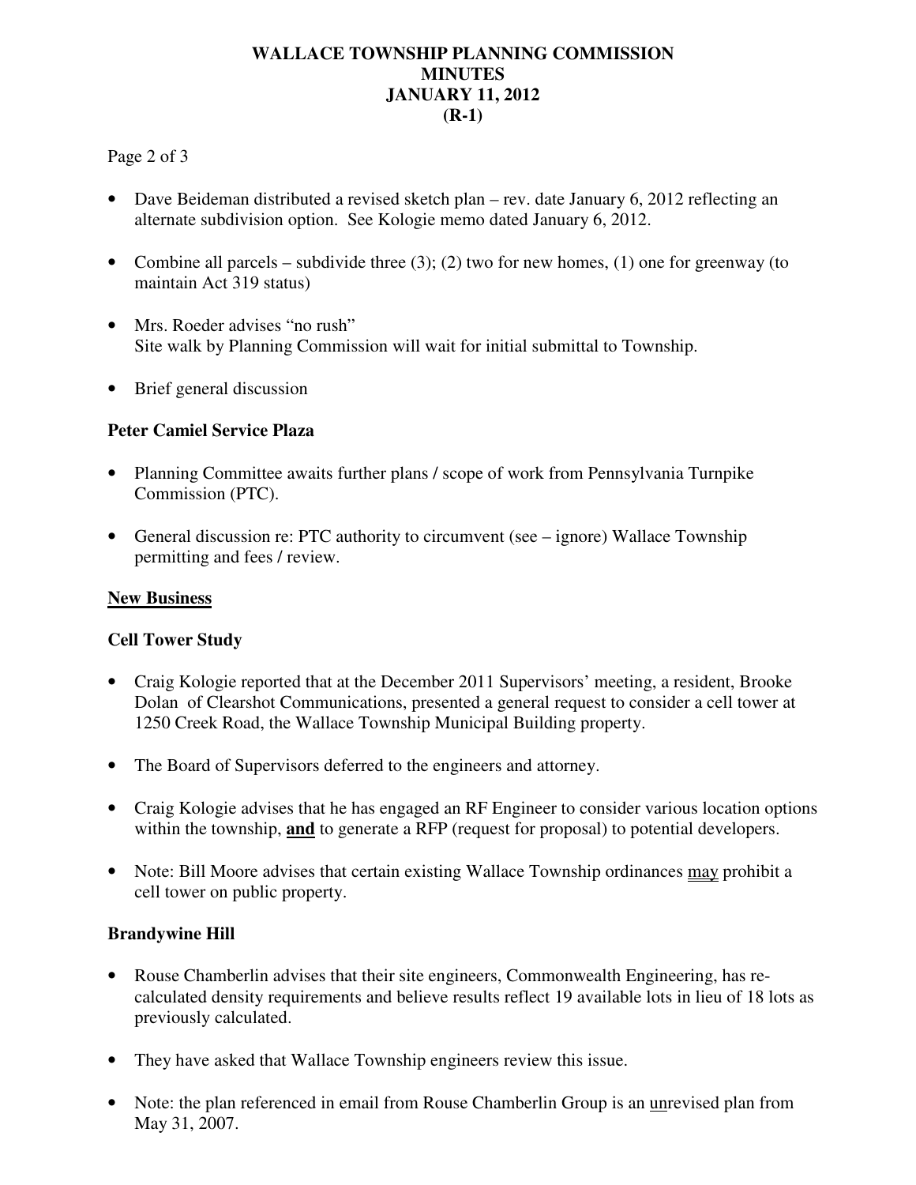- Dave Beideman distributed a revised sketch plan – rev. date January 6, 2012 reflecting an alternate subdivision option. See Kologie memo dated January 6, 2012.

- Combine all parcels – subdivide three (3); (2) two for new homes, (1) one for greenway (to maintain Act 319 status)

- Mrs. Roeder advises "no rush"
  Site walk by Planning Commission will wait for initial submittal to Township.

- Brief general discussion

**Peter Camiel Service Plaza**

- Planning Committee awaits further plans / scope of work from Pennsylvania Turnpike Commission (PTC).

- General discussion re: PTC authority to circumvent (see – ignore) Wallace Township permitting and fees / review.

## New Business

**Cell Tower Study**

- Craig Kologie reported that at the December 2011 Supervisors' meeting, a resident, Brooke Dolan of Clearshot Communications, presented a general request to consider a cell tower at 1250 Creek Road, the Wallace Township Municipal Building property.

- The Board of Supervisors deferred to the engineers and attorney.

- Craig Kologie advises that he has engaged an RF Engineer to consider various location options within the township, **and** to generate a RFP (request for proposal) to potential developers.

- Note: Bill Moore advises that certain existing Wallace Township ordinances may prohibit a cell tower on public property.

**Brandywine Hill**

- Rouse Chamberlin advises that their site engineers, Commonwealth Engineering, has re-calculated density requirements and believe results reflect 19 available lots in lieu of 18 lots as previously calculated.

- They have asked that Wallace Township engineers review this issue.

- Note: the plan referenced in email from Rouse Chamberlin Group is an unrevised plan from May 31, 2007.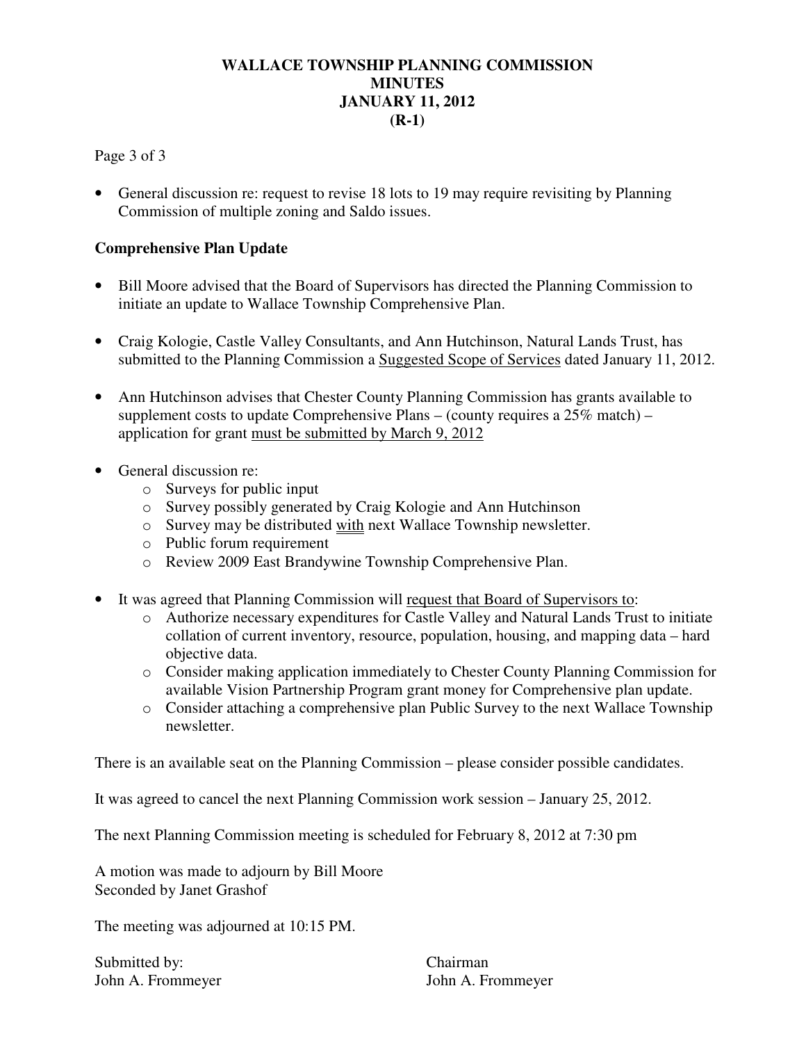**WALLACE TOWNSHIP PLANNING COMMISSION**
**MINUTES**
**JANUARY 11, 2012**
**(R-1)**

- General discussion re: request to revise 18 lots to 19 may require revisiting by Planning Commission of multiple zoning and Saldo issues.

**Comprehensive Plan Update**

- Bill Moore advised that the Board of Supervisors has directed the Planning Commission to initiate an update to Wallace Township Comprehensive Plan.

- Craig Kologie, Castle Valley Consultants, and Ann Hutchinson, Natural Lands Trust, has submitted to the Planning Commission a <u>Suggested Scope of Services</u> dated January 11, 2012.

- Ann Hutchinson advises that Chester County Planning Commission has grants available to supplement costs to update Comprehensive Plans – (county requires a 25% match) – application for grant <u>must be submitted by March 9, 2012</u>

- General discussion re:
  - Surveys for public input
  - Survey possibly generated by Craig Kologie and Ann Hutchinson
  - Survey may be distributed <u>with</u> next Wallace Township newsletter.
  - Public forum requirement
  - Review 2009 East Brandywine Township Comprehensive Plan.

- It was agreed that Planning Commission will <u>request that Board of Supervisors to</u>:
  - Authorize necessary expenditures for Castle Valley and Natural Lands Trust to initiate collation of current inventory, resource, population, housing, and mapping data – hard objective data.
  - Consider making application immediately to Chester County Planning Commission for available Vision Partnership Program grant money for Comprehensive plan update.
  - Consider attaching a comprehensive plan Public Survey to the next Wallace Township newsletter.

There is an available seat on the Planning Commission – please consider possible candidates.

It was agreed to cancel the next Planning Commission work session – January 25, 2012.

The next Planning Commission meeting is scheduled for February 8, 2012 at 7:30 pm

A motion was made to adjourn by Bill Moore
Seconded by Janet Grashof

The meeting was adjourned at 10:15 PM.

Submitted by:
John A. Frommeyer

Chairman
John A. Frommeyer